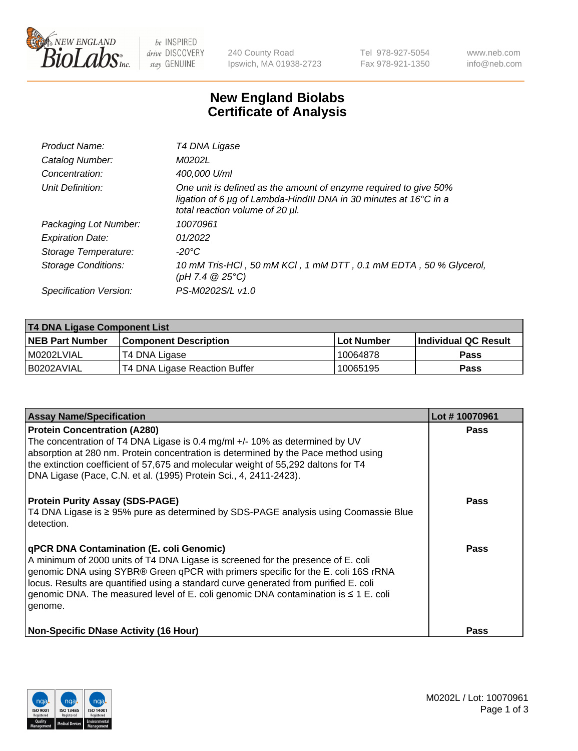# New England Biolabs Certificate of Analysis

| | |
|---|---|
| *Product Name:* | *T4 DNA Ligase* |
| *Catalog Number:* | *M0202L* |
| *Concentration:* | *400,000 U/ml* |
| *Unit Definition:* | *One unit is defined as the amount of enzyme required to give 50% ligation of 6 µg of Lambda-HindIII DNA in 30 minutes at 16°C in a total reaction volume of 20 µl.* |
| *Packaging Lot Number:* | *10070961* |
| *Expiration Date:* | *01/2022* |
| *Storage Temperature:* | *-20°C* |
| *Storage Conditions:* | *10 mM Tris-HCl , 50 mM KCl , 1 mM DTT , 0.1 mM EDTA , 50 % Glycerol, (pH 7.4 @ 25°C)* |
| *Specification Version:* | *PS-M0202S/L v1.0* |

**T4 DNA Ligase Component List**

| NEB Part Number | Component Description | Lot Number | Individual QC Result |
|---|---|---|---|
| M0202LVIAL | T4 DNA Ligase | 10064878 | Pass |
| B0202AVIAL | T4 DNA Ligase Reaction Buffer | 10065195 | Pass |

| Assay Name/Specification | Lot # 10070961 |
|---|---|
| **Protein Concentration (A280)**<br>The concentration of T4 DNA Ligase is 0.4 mg/ml +/- 10% as determined by UV absorption at 280 nm. Protein concentration is determined by the Pace method using the extinction coefficient of 57,675 and molecular weight of 55,292 daltons for T4 DNA Ligase (Pace, C.N. et al. (1995) Protein Sci., 4, 2411-2423). | Pass |
| **Protein Purity Assay (SDS-PAGE)**<br>T4 DNA Ligase is ≥ 95% pure as determined by SDS-PAGE analysis using Coomassie Blue detection. | Pass |
| **qPCR DNA Contamination (E. coli Genomic)**<br>A minimum of 2000 units of T4 DNA Ligase is screened for the presence of E. coli genomic DNA using SYBR® Green qPCR with primers specific for the E. coli 16S rRNA locus. Results are quantified using a standard curve generated from purified E. coli genomic DNA. The measured level of E. coli genomic DNA contamination is ≤ 1 E. coli genome. | Pass |
| **Non-Specific DNase Activity (16 Hour)** | Pass |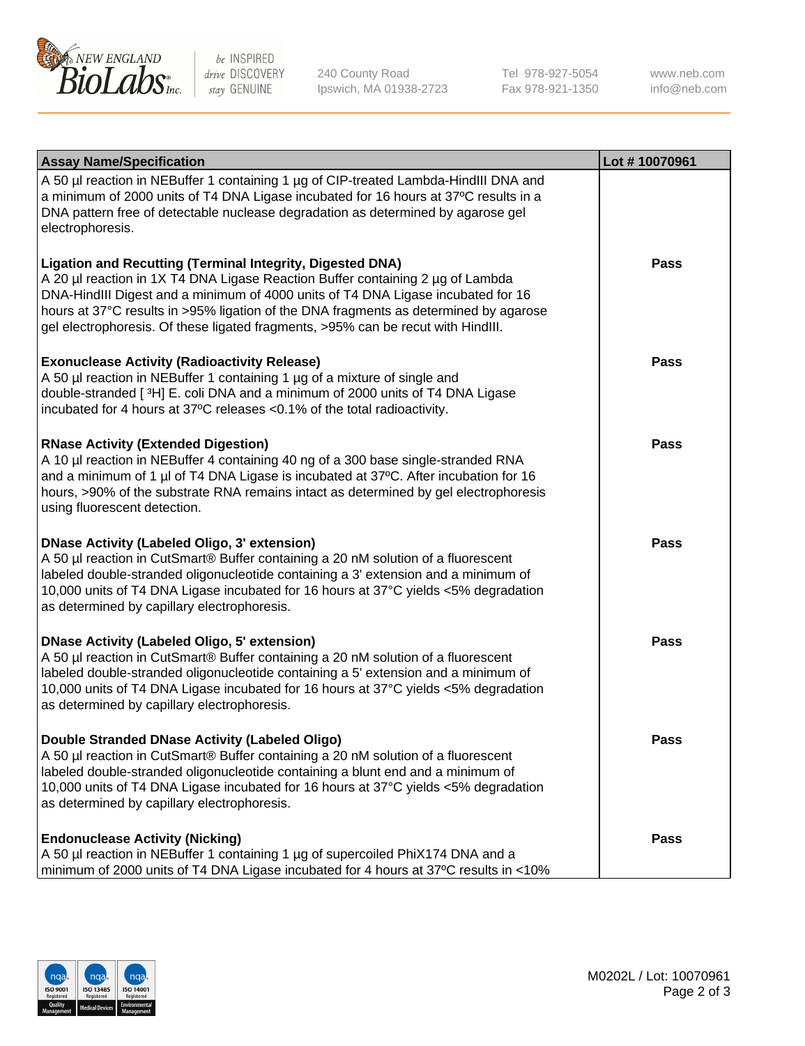| Assay Name/Specification | Lot # 10070961 |
| --- | --- |
| A 50 µl reaction in NEBuffer 1 containing 1 µg of CIP-treated Lambda-HindIII DNA and a minimum of 2000 units of T4 DNA Ligase incubated for 16 hours at 37ºC results in a DNA pattern free of detectable nuclease degradation as determined by agarose gel electrophoresis. | |
| **Ligation and Recutting (Terminal Integrity, Digested DNA)** A 20 µl reaction in 1X T4 DNA Ligase Reaction Buffer containing 2 µg of Lambda DNA-HindIII Digest and a minimum of 4000 units of T4 DNA Ligase incubated for 16 hours at 37°C results in >95% ligation of the DNA fragments as determined by agarose gel electrophoresis. Of these ligated fragments, >95% can be recut with HindIII. | **Pass** |
| **Exonuclease Activity (Radioactivity Release)** A 50 µl reaction in NEBuffer 1 containing 1 µg of a mixture of single and double-stranded [ $^3$H] E. coli DNA and a minimum of 2000 units of T4 DNA Ligase incubated for 4 hours at 37ºC releases <0.1% of the total radioactivity. | **Pass** |
| **RNase Activity (Extended Digestion)** A 10 µl reaction in NEBuffer 4 containing 40 ng of a 300 base single-stranded RNA and a minimum of 1 µl of T4 DNA Ligase is incubated at 37ºC. After incubation for 16 hours, >90% of the substrate RNA remains intact as determined by gel electrophoresis using fluorescent detection. | **Pass** |
| **DNase Activity (Labeled Oligo, 3' extension)** A 50 µl reaction in CutSmart® Buffer containing a 20 nM solution of a fluorescent labeled double-stranded oligonucleotide containing a 3' extension and a minimum of 10,000 units of T4 DNA Ligase incubated for 16 hours at 37°C yields <5% degradation as determined by capillary electrophoresis. | **Pass** |
| **DNase Activity (Labeled Oligo, 5' extension)** A 50 µl reaction in CutSmart® Buffer containing a 20 nM solution of a fluorescent labeled double-stranded oligonucleotide containing a 5' extension and a minimum of 10,000 units of T4 DNA Ligase incubated for 16 hours at 37°C yields <5% degradation as determined by capillary electrophoresis. | **Pass** |
| **Double Stranded DNase Activity (Labeled Oligo)** A 50 µl reaction in CutSmart® Buffer containing a 20 nM solution of a fluorescent labeled double-stranded oligonucleotide containing a blunt end and a minimum of 10,000 units of T4 DNA Ligase incubated for 16 hours at 37°C yields <5% degradation as determined by capillary electrophoresis. | **Pass** |
| **Endonuclease Activity (Nicking)** A 50 µl reaction in NEBuffer 1 containing 1 µg of supercoiled PhiX174 DNA and a minimum of 2000 units of T4 DNA Ligase incubated for 4 hours at 37ºC results in <10% | **Pass** |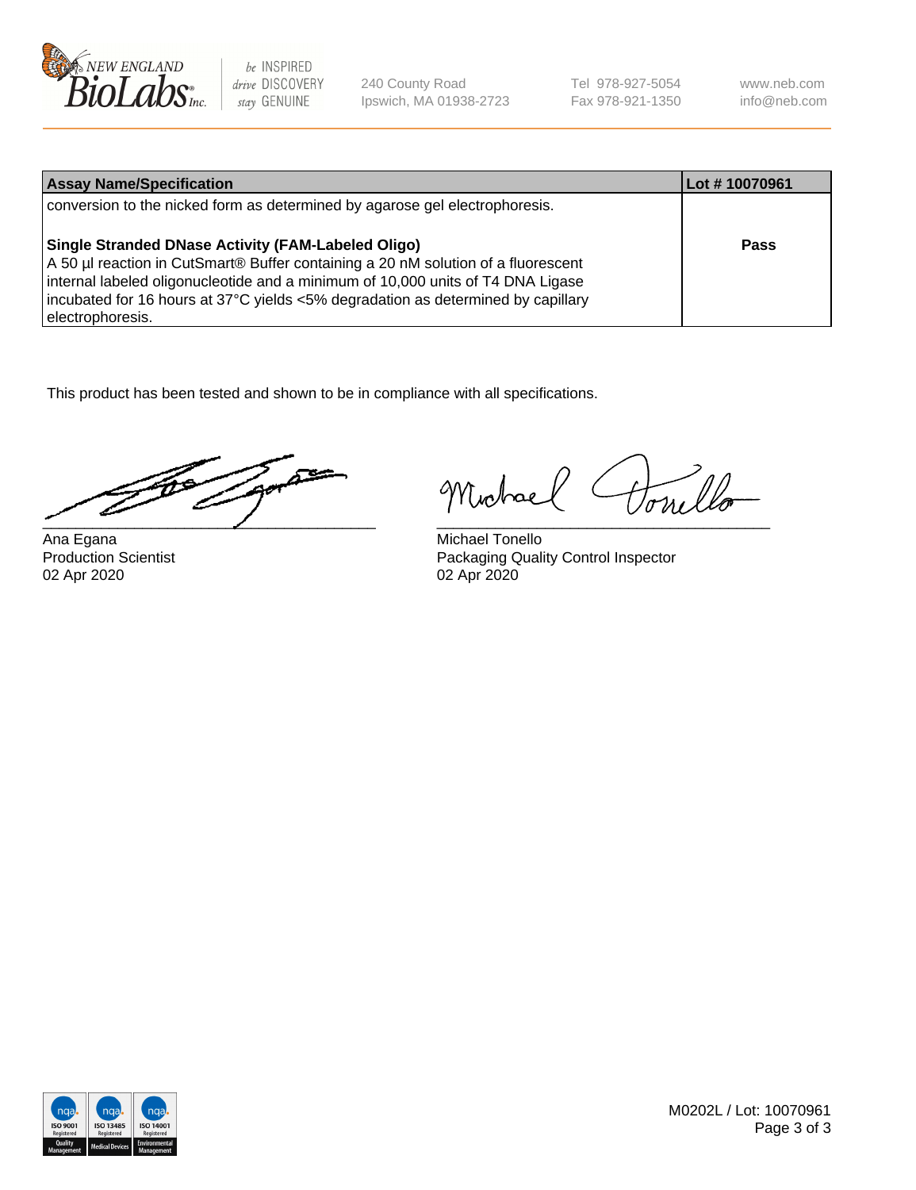| Assay Name/Specification | Lot # 10070961 |
| --- | --- |
| conversion to the nicked form as determined by agarose gel electrophoresis. | |
| **Single Stranded DNase Activity (FAM-Labeled Oligo)**<br>A 50 µl reaction in CutSmart® Buffer containing a 20 nM solution of a fluorescent internal labeled oligonucleotide and a minimum of 10,000 units of T4 DNA Ligase incubated for 16 hours at 37°C yields <5% degradation as determined by capillary electrophoresis. | **Pass** |

This product has been tested and shown to be in compliance with all specifications.

Ana Egana
Production Scientist
02 Apr 2020

Michael Tonello
Packaging Quality Control Inspector
02 Apr 2020

M0202L / Lot: 10070961